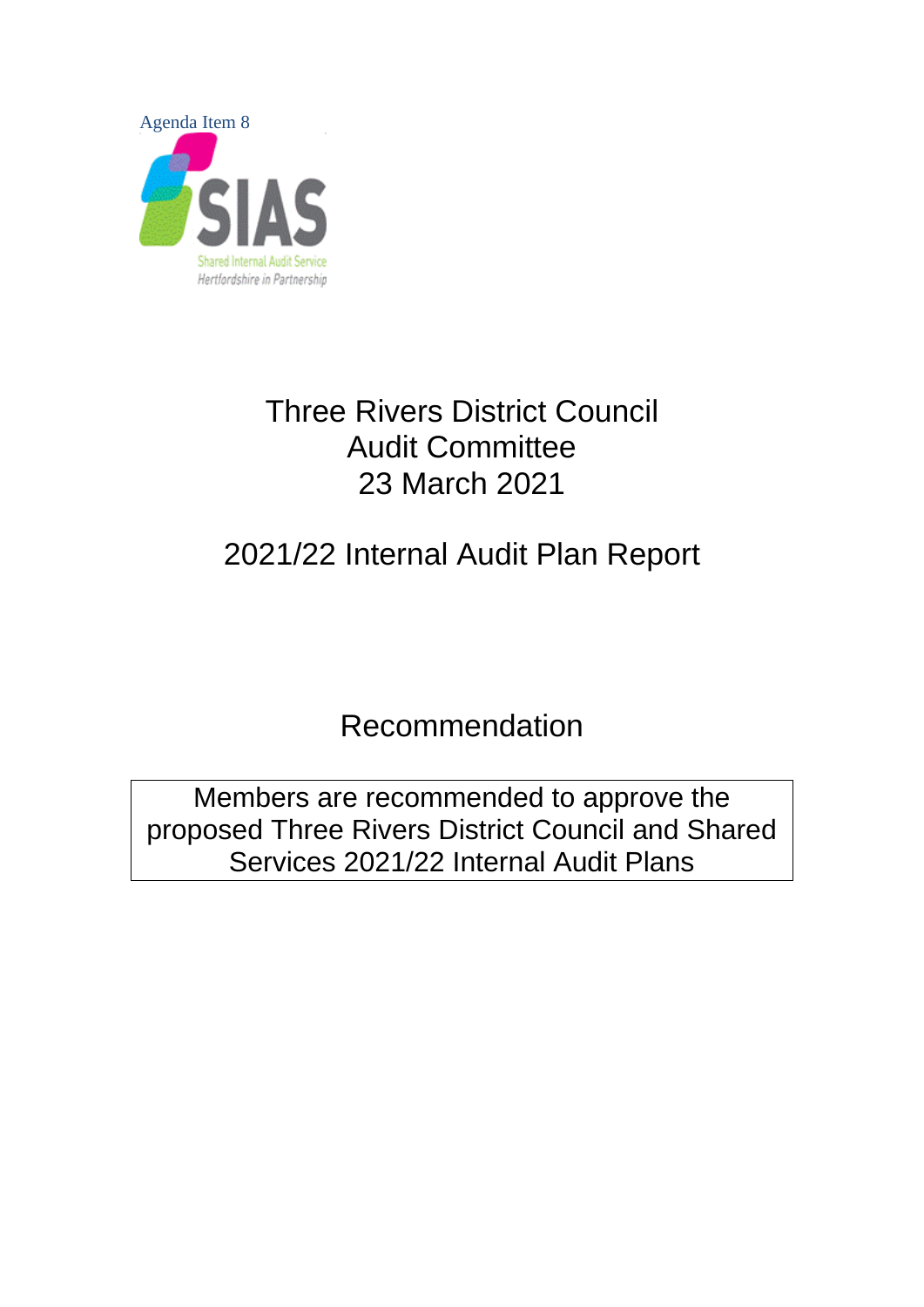Agenda Item 8

SIAS

Shared Internal Audit Service
Hertfordshire in Partnership

# Three Rivers District Council
# Audit Committee
# 23 March 2021

## 2021/22 Internal Audit Plan Report

## Recommendation

Members are recommended to approve the proposed Three Rivers District Council and Shared Services 2021/22 Internal Audit Plans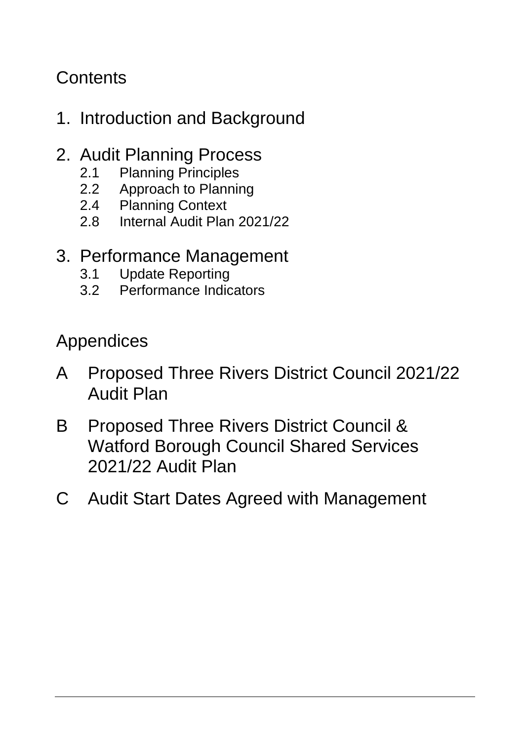# Contents

1. Introduction and Background

2. Audit Planning Process
    - 2.1 Planning Principles
    - 2.2 Approach to Planning
    - 2.4 Planning Context
    - 2.8 Internal Audit Plan 2021/22

3. Performance Management
    - 3.1 Update Reporting
    - 3.2 Performance Indicators

## Appendices

A Proposed Three Rivers District Council 2021/22 Audit Plan

B Proposed Three Rivers District Council & Watford Borough Council Shared Services 2021/22 Audit Plan

C Audit Start Dates Agreed with Management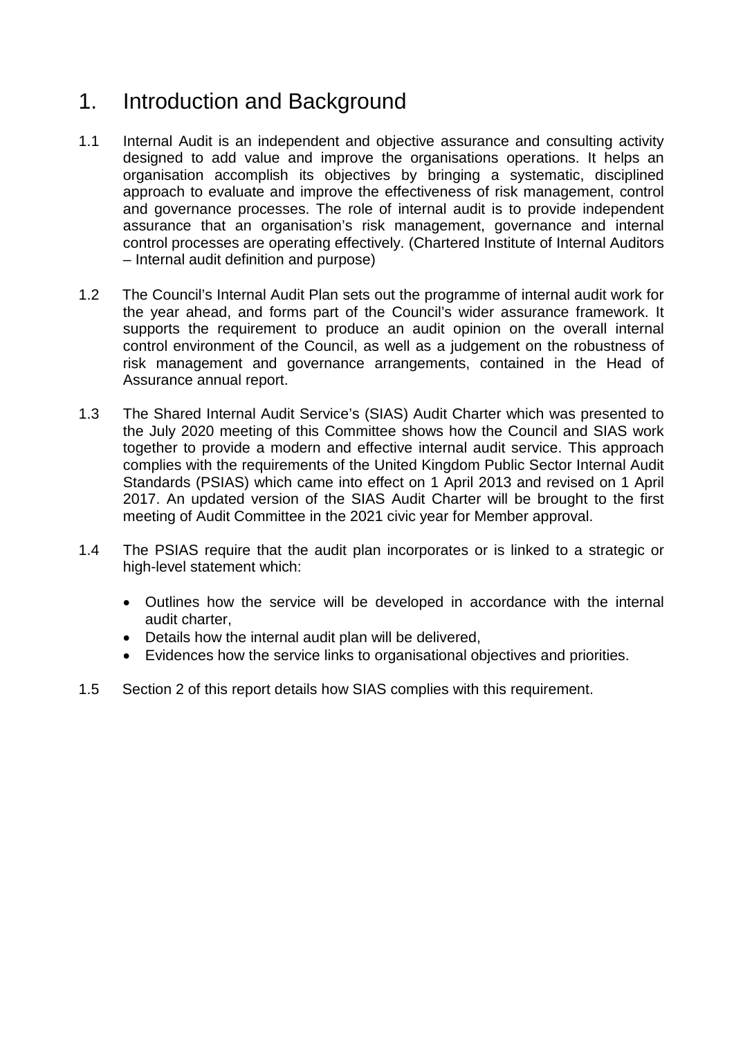# 1. Introduction and Background

1.1 Internal Audit is an independent and objective assurance and consulting activity designed to add value and improve the organisations operations. It helps an organisation accomplish its objectives by bringing a systematic, disciplined approach to evaluate and improve the effectiveness of risk management, control and governance processes. The role of internal audit is to provide independent assurance that an organisation's risk management, governance and internal control processes are operating effectively. (Chartered Institute of Internal Auditors – Internal audit definition and purpose)

1.2 The Council's Internal Audit Plan sets out the programme of internal audit work for the year ahead, and forms part of the Council's wider assurance framework. It supports the requirement to produce an audit opinion on the overall internal control environment of the Council, as well as a judgement on the robustness of risk management and governance arrangements, contained in the Head of Assurance annual report.

1.3 The Shared Internal Audit Service's (SIAS) Audit Charter which was presented to the July 2020 meeting of this Committee shows how the Council and SIAS work together to provide a modern and effective internal audit service. This approach complies with the requirements of the United Kingdom Public Sector Internal Audit Standards (PSIAS) which came into effect on 1 April 2013 and revised on 1 April 2017. An updated version of the SIAS Audit Charter will be brought to the first meeting of Audit Committee in the 2021 civic year for Member approval.

1.4 The PSIAS require that the audit plan incorporates or is linked to a strategic or high-level statement which:

- Outlines how the service will be developed in accordance with the internal audit charter,
- Details how the internal audit plan will be delivered,
- Evidences how the service links to organisational objectives and priorities.

1.5 Section 2 of this report details how SIAS complies with this requirement.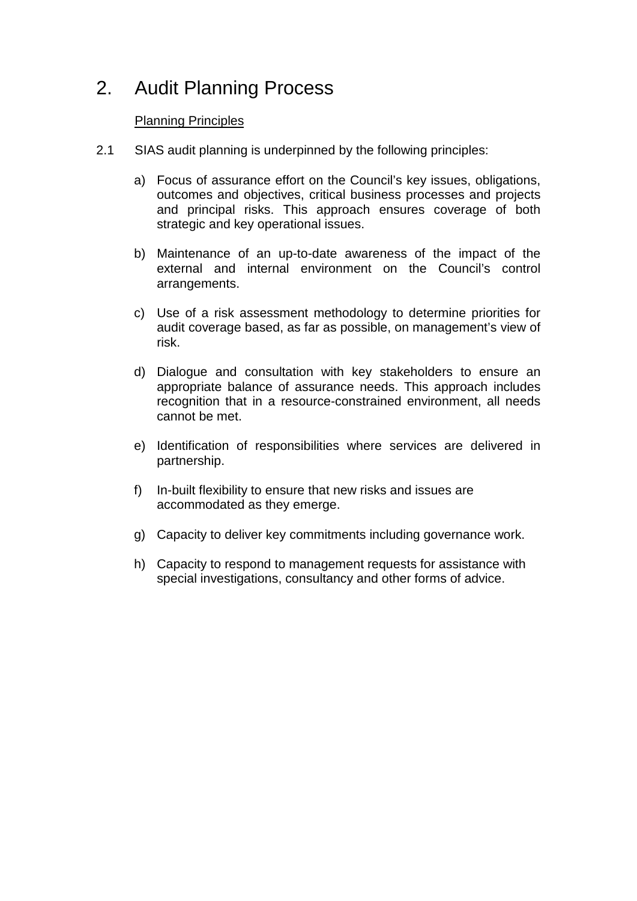# 2. Audit Planning Process

## Planning Principles

2.1 SIAS audit planning is underpinned by the following principles:

a) Focus of assurance effort on the Council's key issues, obligations, outcomes and objectives, critical business processes and projects and principal risks. This approach ensures coverage of both strategic and key operational issues.

b) Maintenance of an up-to-date awareness of the impact of the external and internal environment on the Council's control arrangements.

c) Use of a risk assessment methodology to determine priorities for audit coverage based, as far as possible, on management's view of risk.

d) Dialogue and consultation with key stakeholders to ensure an appropriate balance of assurance needs. This approach includes recognition that in a resource-constrained environment, all needs cannot be met.

e) Identification of responsibilities where services are delivered in partnership.

f) In-built flexibility to ensure that new risks and issues are accommodated as they emerge.

g) Capacity to deliver key commitments including governance work.

h) Capacity to respond to management requests for assistance with special investigations, consultancy and other forms of advice.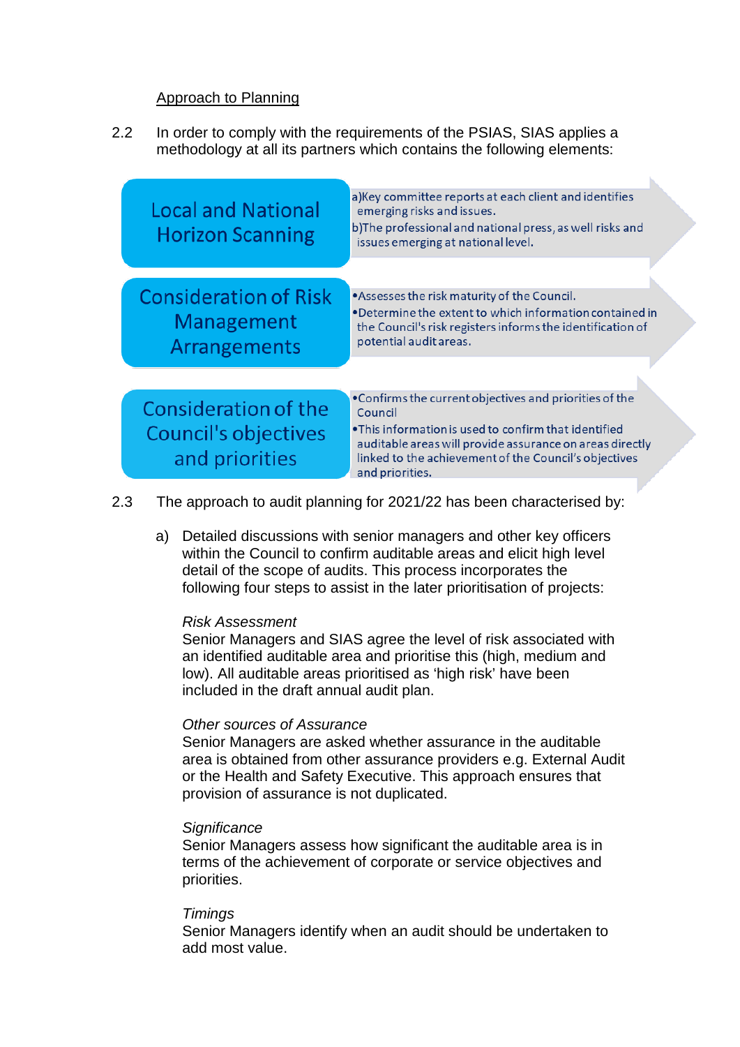Approach to Planning

2.2 In order to comply with the requirements of the PSIAS, SIAS applies a methodology at all its partners which contains the following elements:

| Element | Description |
| --- | --- |
| Local and National Horizon Scanning | a)Key committee reports at each client and identifies emerging risks and issues. b)The professional and national press, as well risks and issues emerging at national level. |
| Consideration of Risk Management Arrangements | •Assesses the risk maturity of the Council. •Determine the extent to which information contained in the Council's risk registers informs the identification of potential audit areas. |
| Consideration of the Council's objectives and priorities | •Confirms the current objectives and priorities of the Council •This information is used to confirm that identified auditable areas will provide assurance on areas directly linked to the achievement of the Council's objectives and priorities. |

2.3 The approach to audit planning for 2021/22 has been characterised by:

a) Detailed discussions with senior managers and other key officers within the Council to confirm auditable areas and elicit high level detail of the scope of audits. This process incorporates the following four steps to assist in the later prioritisation of projects:

*Risk Assessment*
Senior Managers and SIAS agree the level of risk associated with an identified auditable area and prioritise this (high, medium and low). All auditable areas prioritised as 'high risk' have been included in the draft annual audit plan.

*Other sources of Assurance*
Senior Managers are asked whether assurance in the auditable area is obtained from other assurance providers e.g. External Audit or the Health and Safety Executive. This approach ensures that provision of assurance is not duplicated.

*Significance*
Senior Managers assess how significant the auditable area is in terms of the achievement of corporate or service objectives and priorities.

*Timings*
Senior Managers identify when an audit should be undertaken to add most value.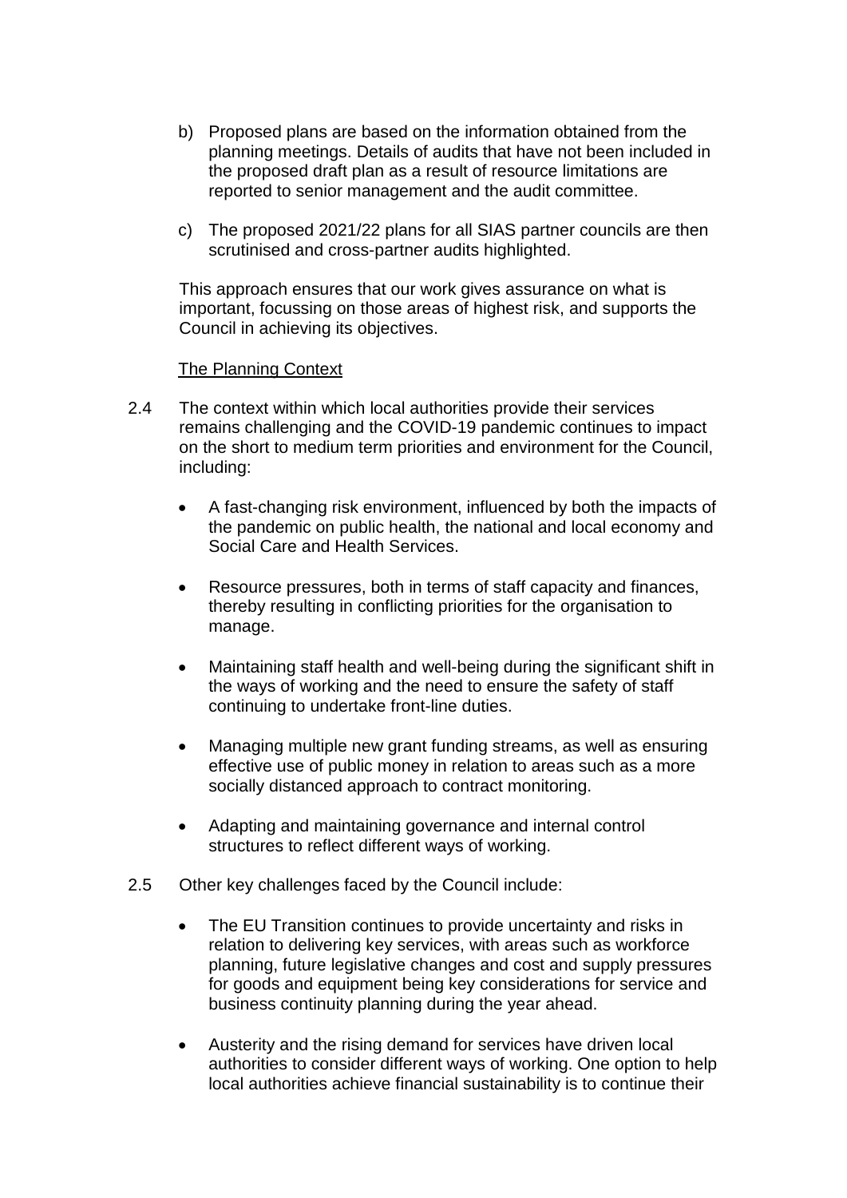b) Proposed plans are based on the information obtained from the planning meetings. Details of audits that have not been included in the proposed draft plan as a result of resource limitations are reported to senior management and the audit committee.

c) The proposed 2021/22 plans for all SIAS partner councils are then scrutinised and cross-partner audits highlighted.

This approach ensures that our work gives assurance on what is important, focussing on those areas of highest risk, and supports the Council in achieving its objectives.

The Planning Context

2.4 The context within which local authorities provide their services remains challenging and the COVID-19 pandemic continues to impact on the short to medium term priorities and environment for the Council, including:

- A fast-changing risk environment, influenced by both the impacts of the pandemic on public health, the national and local economy and Social Care and Health Services.
- Resource pressures, both in terms of staff capacity and finances, thereby resulting in conflicting priorities for the organisation to manage.
- Maintaining staff health and well-being during the significant shift in the ways of working and the need to ensure the safety of staff continuing to undertake front-line duties.
- Managing multiple new grant funding streams, as well as ensuring effective use of public money in relation to areas such as a more socially distanced approach to contract monitoring.
- Adapting and maintaining governance and internal control structures to reflect different ways of working.

2.5 Other key challenges faced by the Council include:

- The EU Transition continues to provide uncertainty and risks in relation to delivering key services, with areas such as workforce planning, future legislative changes and cost and supply pressures for goods and equipment being key considerations for service and business continuity planning during the year ahead.
- Austerity and the rising demand for services have driven local authorities to consider different ways of working. One option to help local authorities achieve financial sustainability is to continue their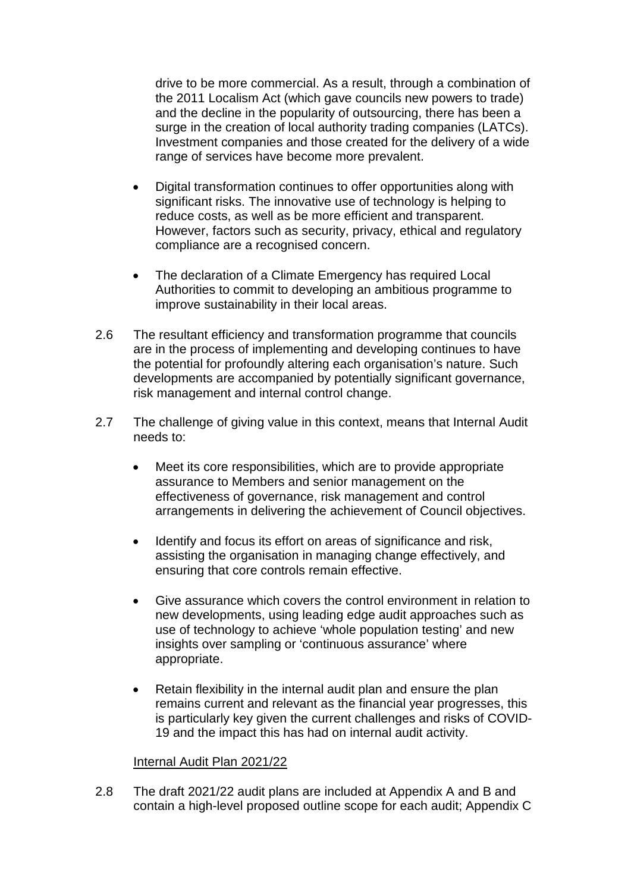drive to be more commercial. As a result, through a combination of the 2011 Localism Act (which gave councils new powers to trade) and the decline in the popularity of outsourcing, there has been a surge in the creation of local authority trading companies (LATCs). Investment companies and those created for the delivery of a wide range of services have become more prevalent.

- Digital transformation continues to offer opportunities along with significant risks. The innovative use of technology is helping to reduce costs, as well as be more efficient and transparent. However, factors such as security, privacy, ethical and regulatory compliance are a recognised concern.

- The declaration of a Climate Emergency has required Local Authorities to commit to developing an ambitious programme to improve sustainability in their local areas.

2.6 The resultant efficiency and transformation programme that councils are in the process of implementing and developing continues to have the potential for profoundly altering each organisation's nature. Such developments are accompanied by potentially significant governance, risk management and internal control change.

2.7 The challenge of giving value in this context, means that Internal Audit needs to:

- Meet its core responsibilities, which are to provide appropriate assurance to Members and senior management on the effectiveness of governance, risk management and control arrangements in delivering the achievement of Council objectives.

- Identify and focus its effort on areas of significance and risk, assisting the organisation in managing change effectively, and ensuring that core controls remain effective.

- Give assurance which covers the control environment in relation to new developments, using leading edge audit approaches such as use of technology to achieve 'whole population testing' and new insights over sampling or 'continuous assurance' where appropriate.

- Retain flexibility in the internal audit plan and ensure the plan remains current and relevant as the financial year progresses, this is particularly key given the current challenges and risks of COVID-19 and the impact this has had on internal audit activity.

Internal Audit Plan 2021/22

2.8 The draft 2021/22 audit plans are included at Appendix A and B and contain a high-level proposed outline scope for each audit; Appendix C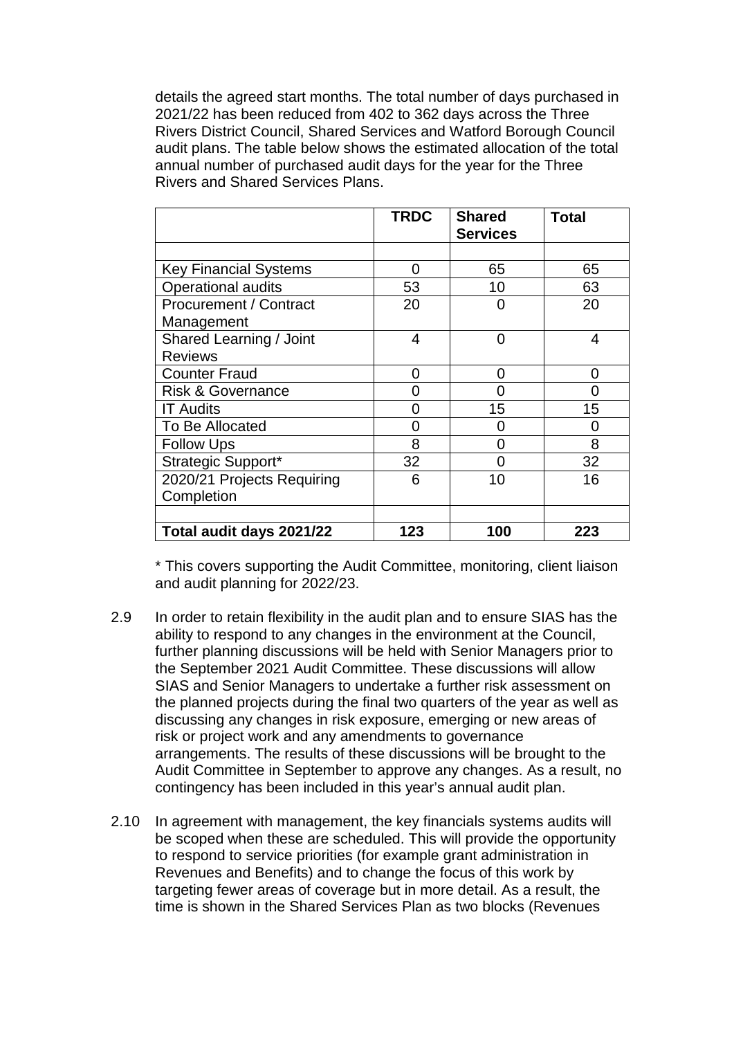details the agreed start months. The total number of days purchased in 2021/22 has been reduced from 402 to 362 days across the Three Rivers District Council, Shared Services and Watford Borough Council audit plans. The table below shows the estimated allocation of the total annual number of purchased audit days for the year for the Three Rivers and Shared Services Plans.

| | TRDC | Shared Services | Total |
|---|---|---|---|
| | | | |
| Key Financial Systems | 0 | 65 | 65 |
| Operational audits | 53 | 10 | 63 |
| Procurement / Contract Management | 20 | 0 | 20 |
| Shared Learning / Joint Reviews | 4 | 0 | 4 |
| Counter Fraud | 0 | 0 | 0 |
| Risk & Governance | 0 | 0 | 0 |
| IT Audits | 0 | 15 | 15 |
| To Be Allocated | 0 | 0 | 0 |
| Follow Ups | 8 | 0 | 8 |
| Strategic Support* | 32 | 0 | 32 |
| 2020/21 Projects Requiring Completion | 6 | 10 | 16 |
| | | | |
| **Total audit days 2021/22** | **123** | **100** | **223** |

\* This covers supporting the Audit Committee, monitoring, client liaison and audit planning for 2022/23.

2.9 In order to retain flexibility in the audit plan and to ensure SIAS has the ability to respond to any changes in the environment at the Council, further planning discussions will be held with Senior Managers prior to the September 2021 Audit Committee. These discussions will allow SIAS and Senior Managers to undertake a further risk assessment on the planned projects during the final two quarters of the year as well as discussing any changes in risk exposure, emerging or new areas of risk or project work and any amendments to governance arrangements. The results of these discussions will be brought to the Audit Committee in September to approve any changes. As a result, no contingency has been included in this year's annual audit plan.

2.10 In agreement with management, the key financials systems audits will be scoped when these are scheduled. This will provide the opportunity to respond to service priorities (for example grant administration in Revenues and Benefits) and to change the focus of this work by targeting fewer areas of coverage but in more detail. As a result, the time is shown in the Shared Services Plan as two blocks (Revenues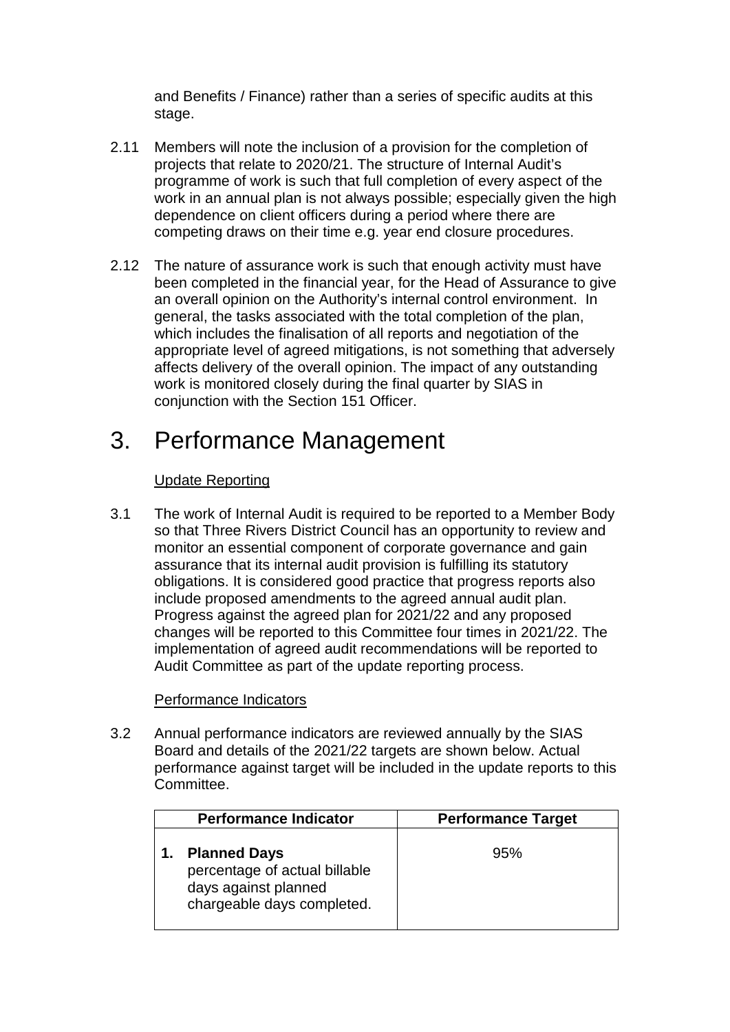and Benefits / Finance) rather than a series of specific audits at this stage.

2.11 Members will note the inclusion of a provision for the completion of projects that relate to 2020/21. The structure of Internal Audit's programme of work is such that full completion of every aspect of the work in an annual plan is not always possible; especially given the high dependence on client officers during a period where there are competing draws on their time e.g. year end closure procedures.

2.12 The nature of assurance work is such that enough activity must have been completed in the financial year, for the Head of Assurance to give an overall opinion on the Authority's internal control environment. In general, the tasks associated with the total completion of the plan, which includes the finalisation of all reports and negotiation of the appropriate level of agreed mitigations, is not something that adversely affects delivery of the overall opinion. The impact of any outstanding work is monitored closely during the final quarter by SIAS in conjunction with the Section 151 Officer.

# 3. Performance Management

Update Reporting

3.1 The work of Internal Audit is required to be reported to a Member Body so that Three Rivers District Council has an opportunity to review and monitor an essential component of corporate governance and gain assurance that its internal audit provision is fulfilling its statutory obligations. It is considered good practice that progress reports also include proposed amendments to the agreed annual audit plan. Progress against the agreed plan for 2021/22 and any proposed changes will be reported to this Committee four times in 2021/22. The implementation of agreed audit recommendations will be reported to Audit Committee as part of the update reporting process.

Performance Indicators

3.2 Annual performance indicators are reviewed annually by the SIAS Board and details of the 2021/22 targets are shown below. Actual performance against target will be included in the update reports to this Committee.

| Performance Indicator | Performance Target |
|---|---|
| 1. **Planned Days** percentage of actual billable days against planned chargeable days completed. | 95% |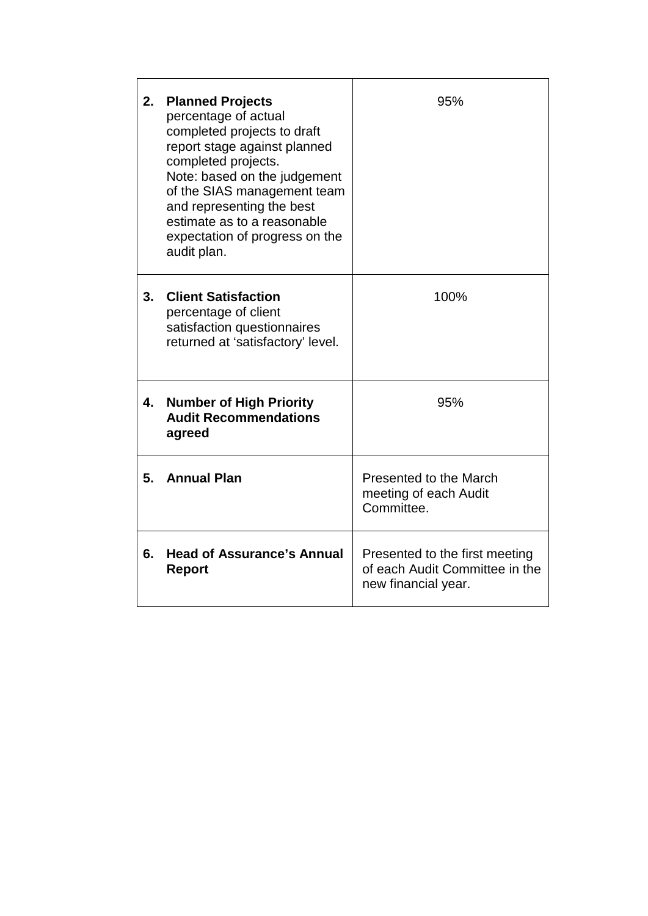| | |
|---|---|
| 2. **Planned Projects** percentage of actual completed projects to draft report stage against planned completed projects. Note: based on the judgement of the SIAS management team and representing the best estimate as to a reasonable expectation of progress on the audit plan. | 95% |
| 3. **Client Satisfaction** percentage of client satisfaction questionnaires returned at 'satisfactory' level. | 100% |
| 4. **Number of High Priority Audit Recommendations agreed** | 95% |
| 5. **Annual Plan** | Presented to the March meeting of each Audit Committee. |
| 6. **Head of Assurance's Annual Report** | Presented to the first meeting of each Audit Committee in the new financial year. |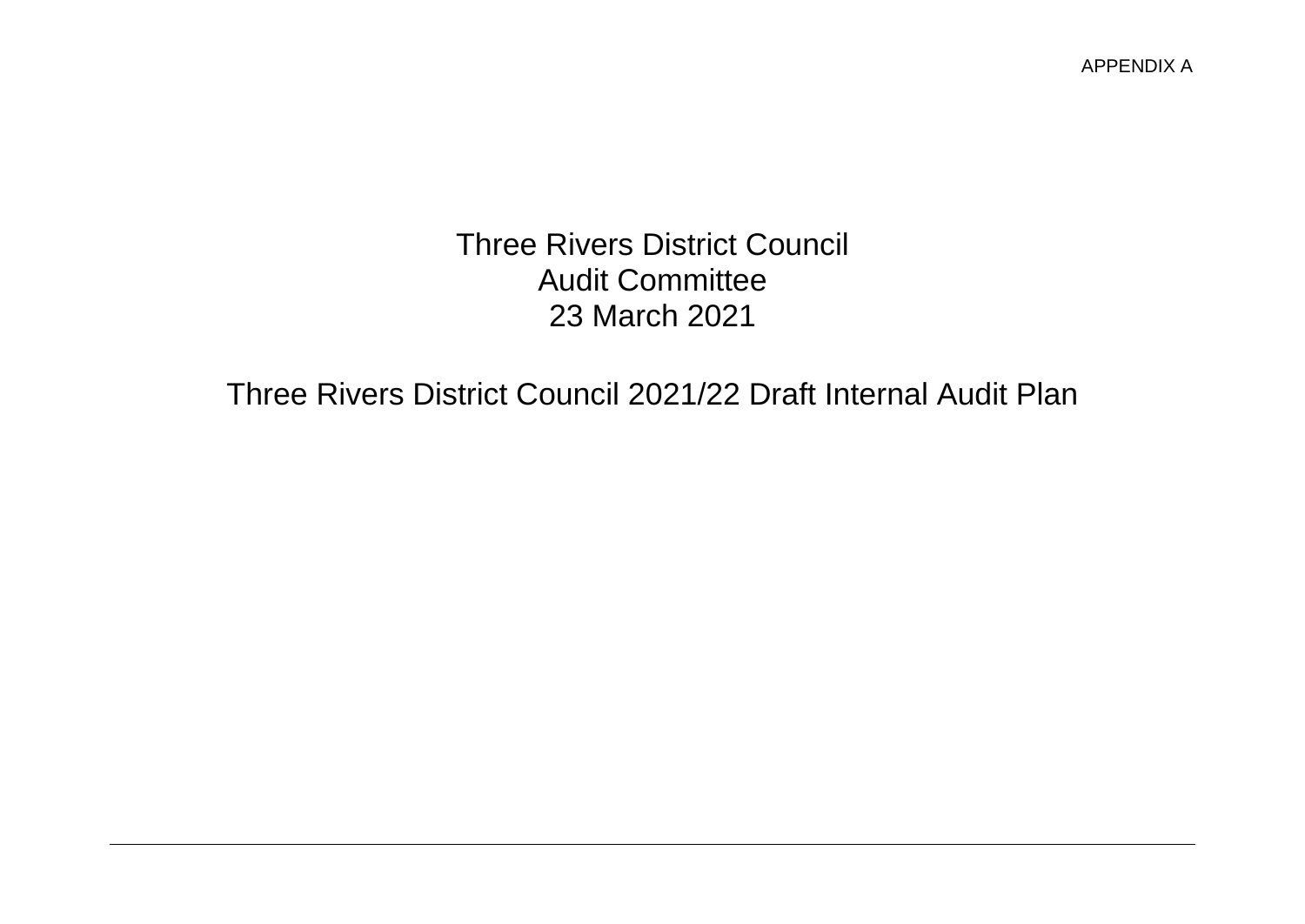APPENDIX A

# Three Rivers District Council
# Audit Committee
# 23 March 2021

## Three Rivers District Council 2021/22 Draft Internal Audit Plan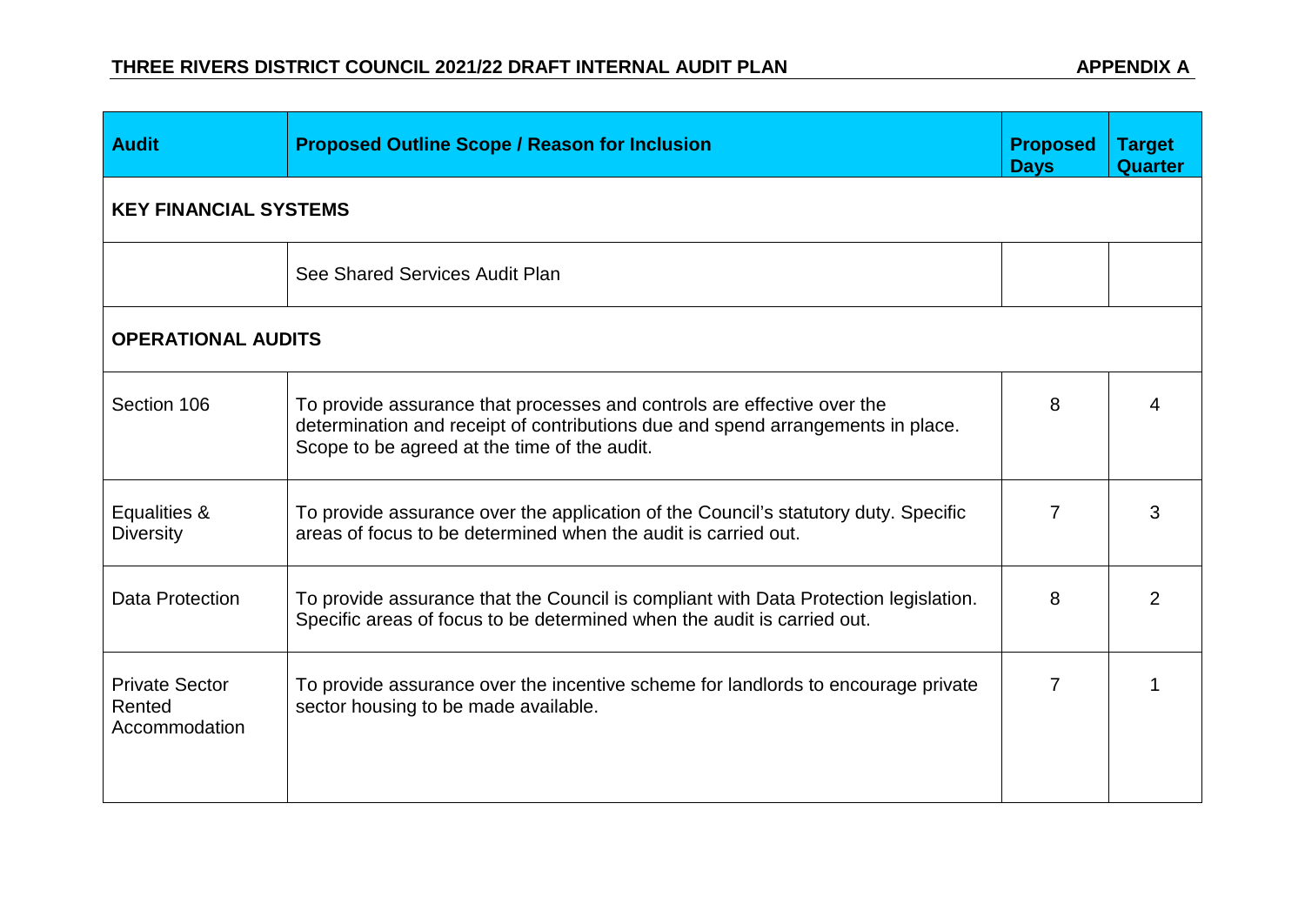# THREE RIVERS DISTRICT COUNCIL 2021/22 DRAFT INTERNAL AUDIT PLAN

**APPENDIX A**

| Audit | Proposed Outline Scope / Reason for Inclusion | Proposed Days | Target Quarter |
|---|---|---|---|
| **KEY FINANCIAL SYSTEMS** | | | |
| | See Shared Services Audit Plan | | |
| **OPERATIONAL AUDITS** | | | |
| Section 106 | To provide assurance that processes and controls are effective over the determination and receipt of contributions due and spend arrangements in place. Scope to be agreed at the time of the audit. | 8 | 4 |
| Equalities & Diversity | To provide assurance over the application of the Council's statutory duty. Specific areas of focus to be determined when the audit is carried out. | 7 | 3 |
| Data Protection | To provide assurance that the Council is compliant with Data Protection legislation. Specific areas of focus to be determined when the audit is carried out. | 8 | 2 |
| Private Sector Rented Accommodation | To provide assurance over the incentive scheme for landlords to encourage private sector housing to be made available. | 7 | 1 |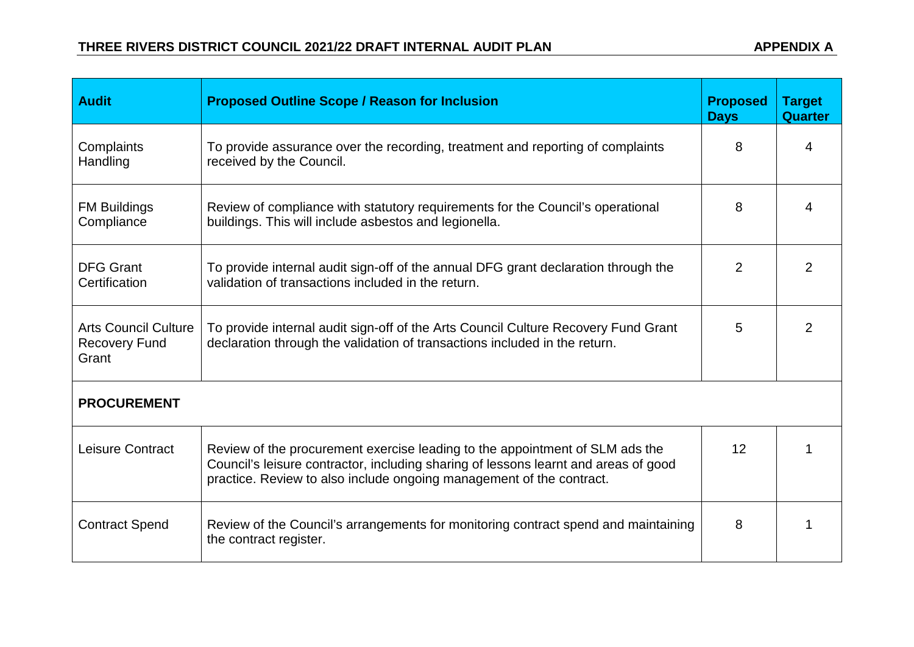| Audit | Proposed Outline Scope / Reason for Inclusion | Proposed Days | Target Quarter |
|---|---|---|---|
| Complaints Handling | To provide assurance over the recording, treatment and reporting of complaints received by the Council. | 8 | 4 |
| FM Buildings Compliance | Review of compliance with statutory requirements for the Council's operational buildings. This will include asbestos and legionella. | 8 | 4 |
| DFG Grant Certification | To provide internal audit sign-off of the annual DFG grant declaration through the validation of transactions included in the return. | 2 | 2 |
| Arts Council Culture Recovery Fund Grant | To provide internal audit sign-off of the Arts Council Culture Recovery Fund Grant declaration through the validation of transactions included in the return. | 5 | 2 |
| **PROCUREMENT** | | | |
| Leisure Contract | Review of the procurement exercise leading to the appointment of SLM ads the Council's leisure contractor, including sharing of lessons learnt and areas of good practice. Review to also include ongoing management of the contract. | 12 | 1 |
| Contract Spend | Review of the Council's arrangements for monitoring contract spend and maintaining the contract register. | 8 | 1 |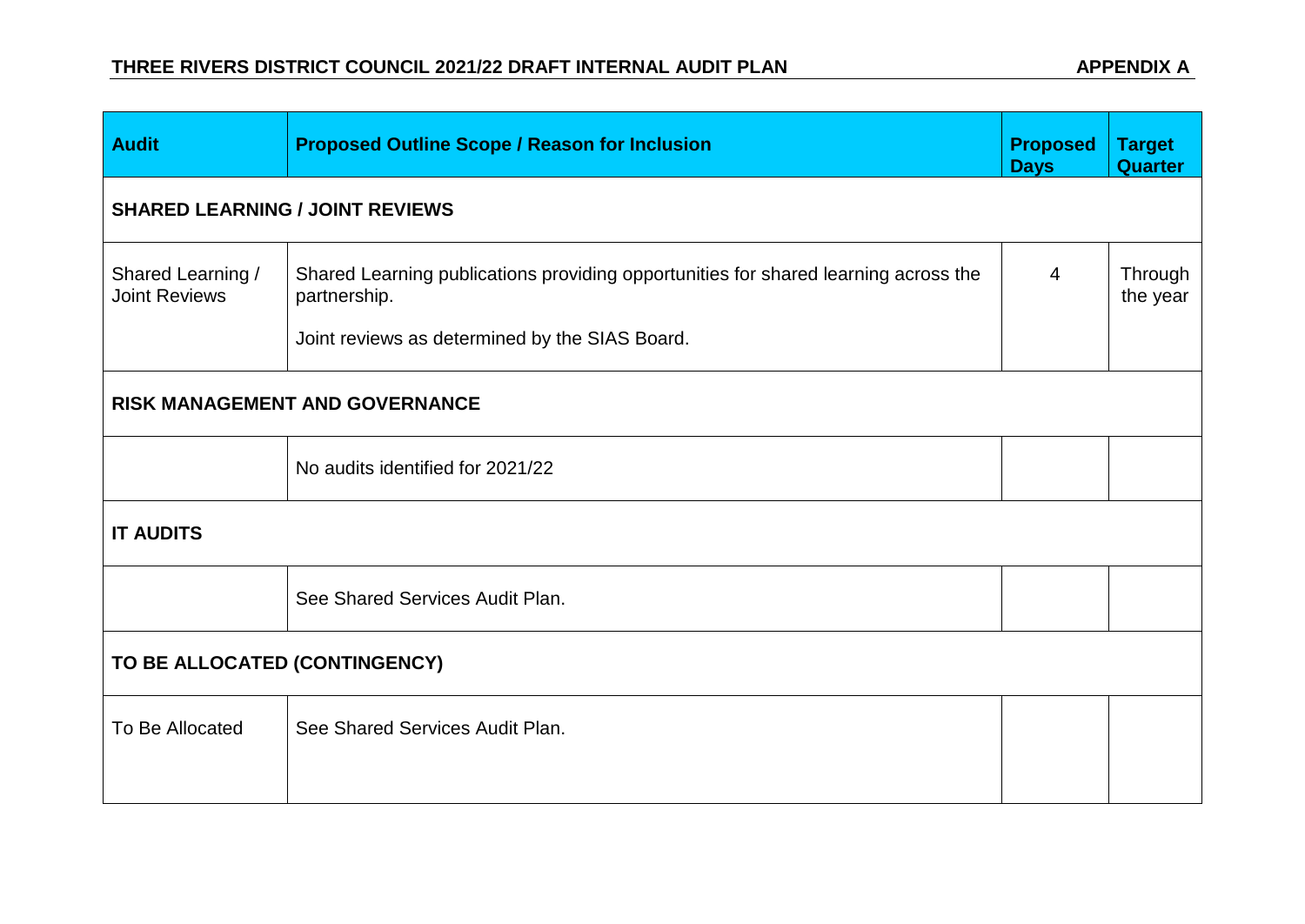## THREE RIVERS DISTRICT COUNCIL 2021/22 DRAFT INTERNAL AUDIT PLAN — APPENDIX A

| Audit | Proposed Outline Scope / Reason for Inclusion | Proposed Days | Target Quarter |
|---|---|---|---|
| **SHARED LEARNING / JOINT REVIEWS** | | | |
| Shared Learning / Joint Reviews | Shared Learning publications providing opportunities for shared learning across the partnership.<br><br>Joint reviews as determined by the SIAS Board. | 4 | Through the year |
| **RISK MANAGEMENT AND GOVERNANCE** | | | |
| | No audits identified for 2021/22 | | |
| **IT AUDITS** | | | |
| | See Shared Services Audit Plan. | | |
| **TO BE ALLOCATED (CONTINGENCY)** | | | |
| To Be Allocated | See Shared Services Audit Plan. | | |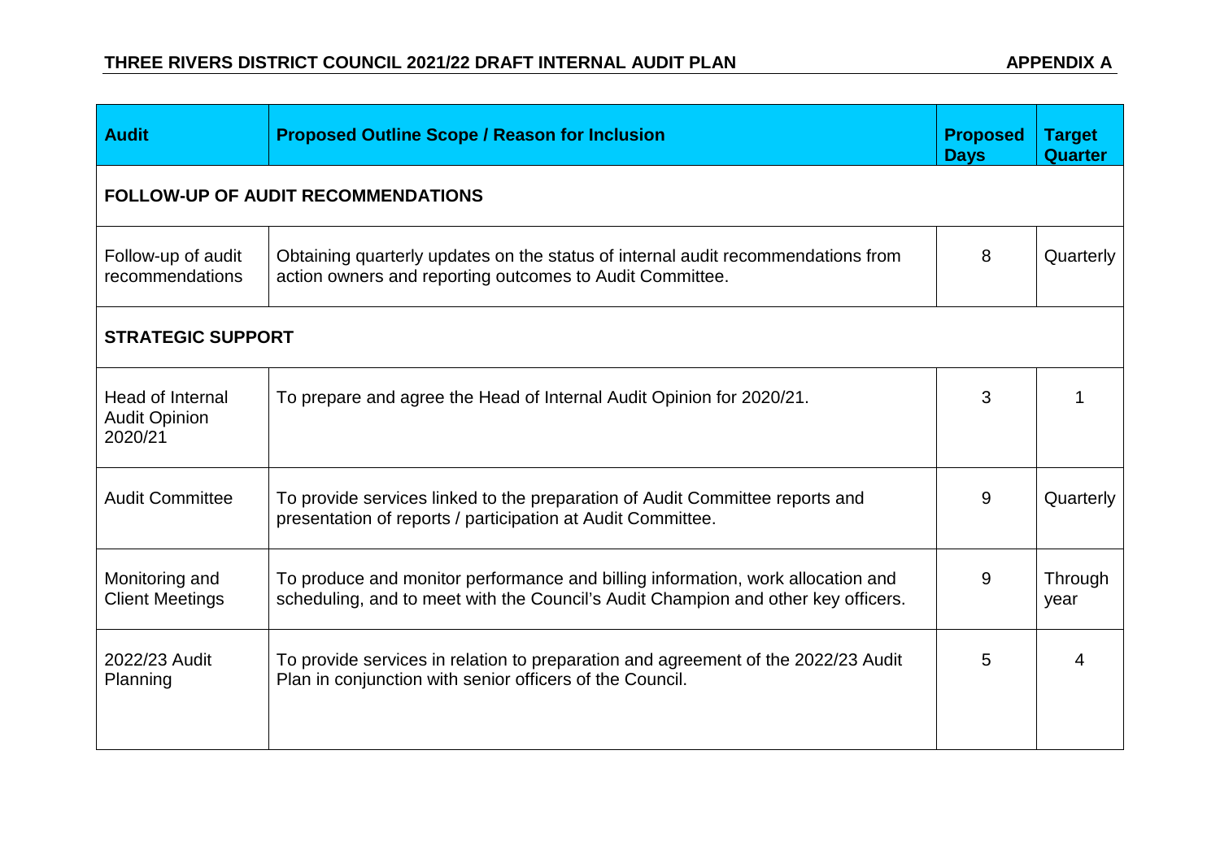| Audit | Proposed Outline Scope / Reason for Inclusion | Proposed Days | Target Quarter |
|---|---|---|---|
| **FOLLOW-UP OF AUDIT RECOMMENDATIONS** | | | |
| Follow-up of audit recommendations | Obtaining quarterly updates on the status of internal audit recommendations from action owners and reporting outcomes to Audit Committee. | 8 | Quarterly |
| **STRATEGIC SUPPORT** | | | |
| Head of Internal Audit Opinion 2020/21 | To prepare and agree the Head of Internal Audit Opinion for 2020/21. | 3 | 1 |
| Audit Committee | To provide services linked to the preparation of Audit Committee reports and presentation of reports / participation at Audit Committee. | 9 | Quarterly |
| Monitoring and Client Meetings | To produce and monitor performance and billing information, work allocation and scheduling, and to meet with the Council's Audit Champion and other key officers. | 9 | Through year |
| 2022/23 Audit Planning | To provide services in relation to preparation and agreement of the 2022/23 Audit Plan in conjunction with senior officers of the Council. | 5 | 4 |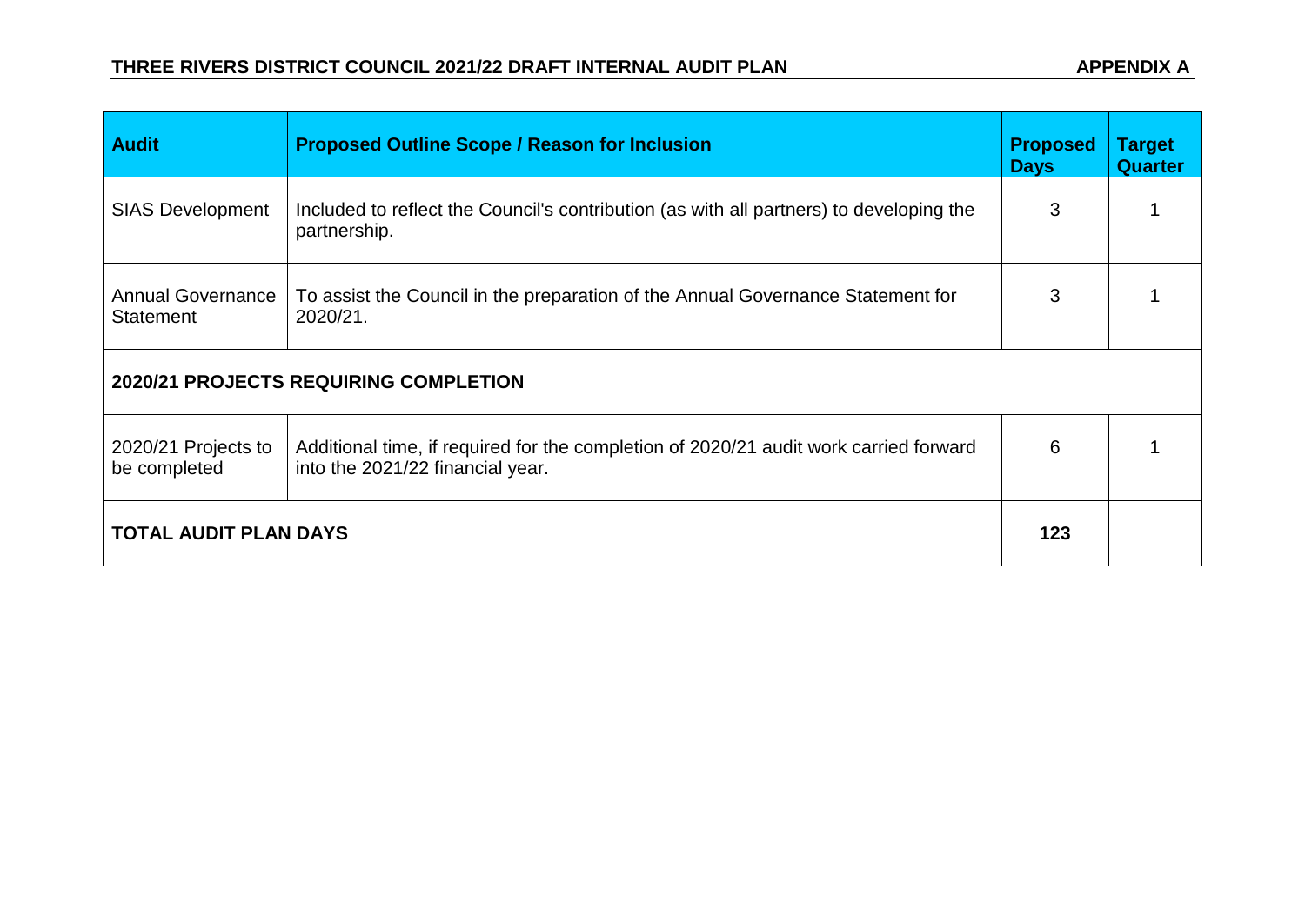## THREE RIVERS DISTRICT COUNCIL 2021/22 DRAFT INTERNAL AUDIT PLAN

**APPENDIX A**

| Audit | Proposed Outline Scope / Reason for Inclusion | Proposed Days | Target Quarter |
| --- | --- | --- | --- |
| SIAS Development | Included to reflect the Council's contribution (as with all partners) to developing the partnership. | 3 | 1 |
| Annual Governance Statement | To assist the Council in the preparation of the Annual Governance Statement for 2020/21. | 3 | 1 |
| **2020/21 PROJECTS REQUIRING COMPLETION** | | | |
| 2020/21 Projects to be completed | Additional time, if required for the completion of 2020/21 audit work carried forward into the 2021/22 financial year. | 6 | 1 |
| **TOTAL AUDIT PLAN DAYS** | | **123** | |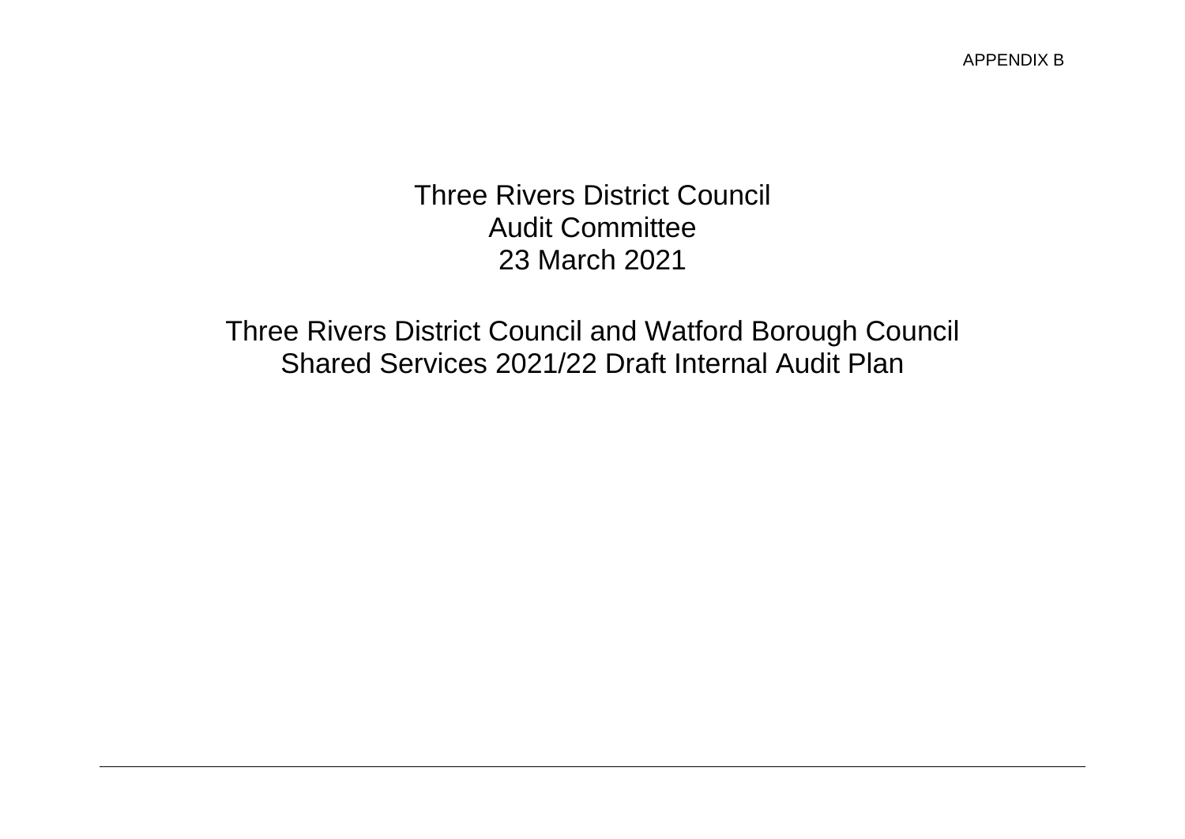APPENDIX B

# Three Rivers District Council
# Audit Committee
# 23 March 2021

## Three Rivers District Council and Watford Borough Council Shared Services 2021/22 Draft Internal Audit Plan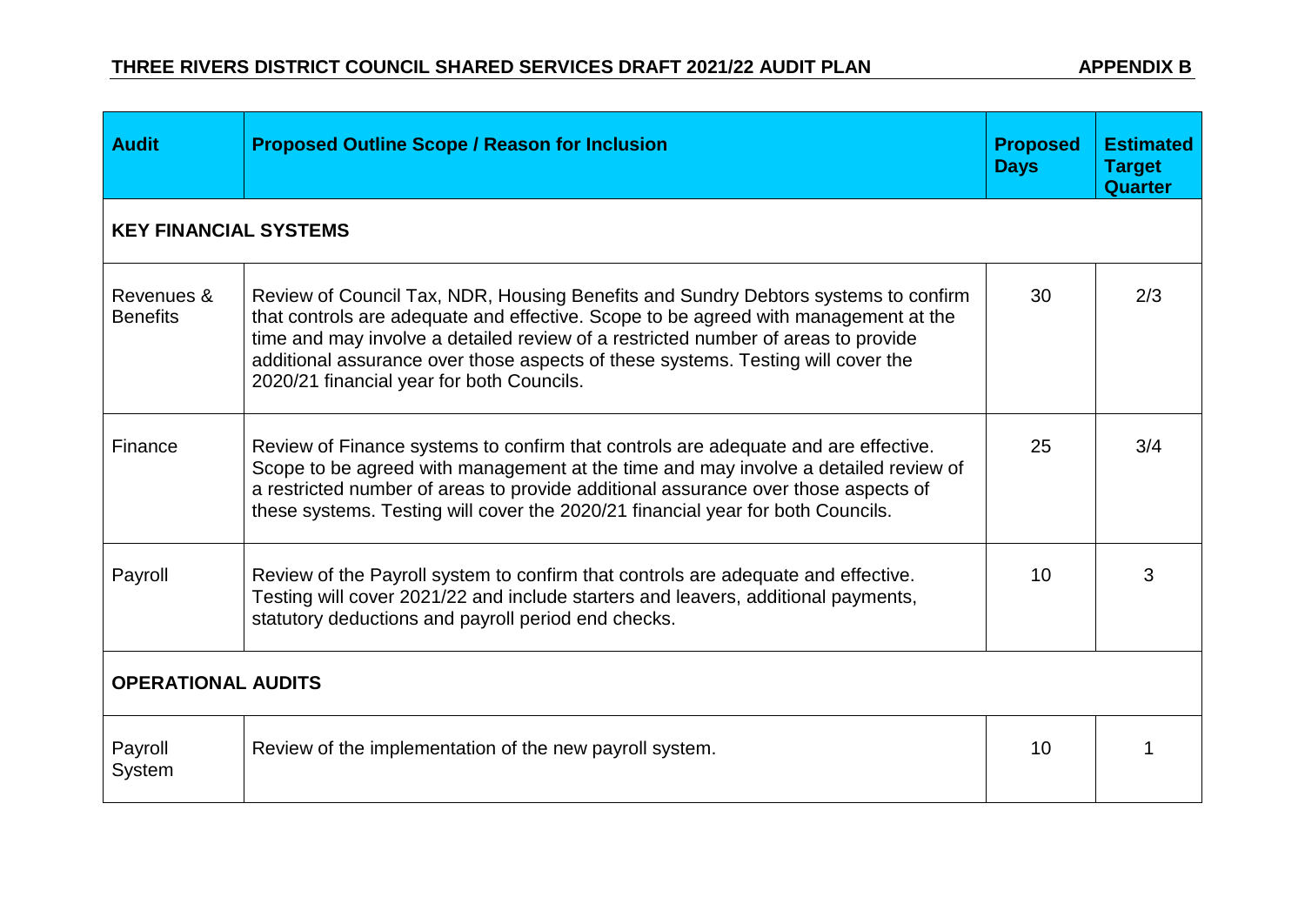## THREE RIVERS DISTRICT COUNCIL SHARED SERVICES DRAFT 2021/22 AUDIT PLAN

**APPENDIX B**

| Audit | Proposed Outline Scope / Reason for Inclusion | Proposed Days | Estimated Target Quarter |
|---|---|---|---|
| **KEY FINANCIAL SYSTEMS** | | | |
| Revenues & Benefits | Review of Council Tax, NDR, Housing Benefits and Sundry Debtors systems to confirm that controls are adequate and effective. Scope to be agreed with management at the time and may involve a detailed review of a restricted number of areas to provide additional assurance over those aspects of these systems. Testing will cover the 2020/21 financial year for both Councils. | 30 | 2/3 |
| Finance | Review of Finance systems to confirm that controls are adequate and are effective. Scope to be agreed with management at the time and may involve a detailed review of a restricted number of areas to provide additional assurance over those aspects of these systems. Testing will cover the 2020/21 financial year for both Councils. | 25 | 3/4 |
| Payroll | Review of the Payroll system to confirm that controls are adequate and effective. Testing will cover 2021/22 and include starters and leavers, additional payments, statutory deductions and payroll period end checks. | 10 | 3 |
| **OPERATIONAL AUDITS** | | | |
| Payroll System | Review of the implementation of the new payroll system. | 10 | 1 |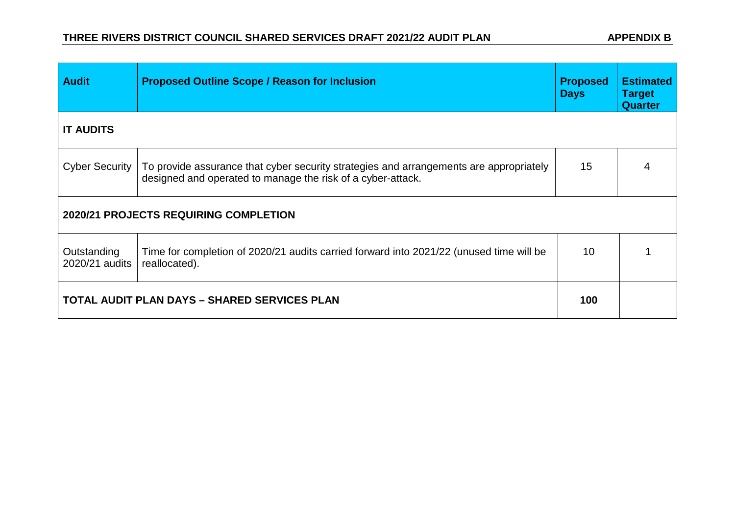## THREE RIVERS DISTRICT COUNCIL SHARED SERVICES DRAFT 2021/22 AUDIT PLAN

**APPENDIX B**

| Audit | Proposed Outline Scope / Reason for Inclusion | Proposed Days | Estimated Target Quarter |
|---|---|---|---|
| **IT AUDITS** | | | |
| Cyber Security | To provide assurance that cyber security strategies and arrangements are appropriately designed and operated to manage the risk of a cyber-attack. | 15 | 4 |
| **2020/21 PROJECTS REQUIRING COMPLETION** | | | |
| Outstanding 2020/21 audits | Time for completion of 2020/21 audits carried forward into 2021/22 (unused time will be reallocated). | 10 | 1 |
| **TOTAL AUDIT PLAN DAYS – SHARED SERVICES PLAN** | | **100** | |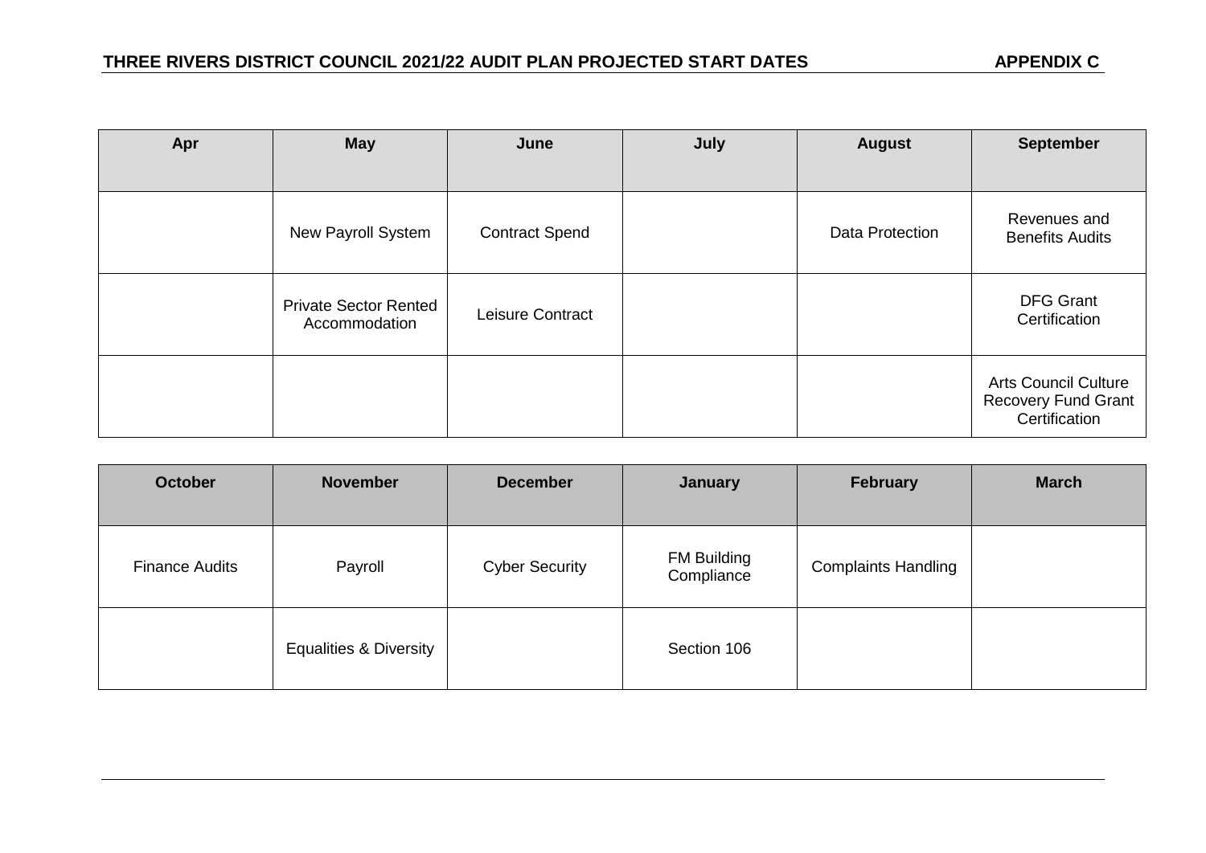## THREE RIVERS DISTRICT COUNCIL 2021/22 AUDIT PLAN PROJECTED START DATES — APPENDIX C

| Apr | May | June | July | August | September |
|---|---|---|---|---|---|
| | New Payroll System | Contract Spend | | Data Protection | Revenues and Benefits Audits |
| | Private Sector Rented Accommodation | Leisure Contract | | | DFG Grant Certification |
| | | | | | Arts Council Culture Recovery Fund Grant Certification |

| October | November | December | January | February | March |
|---|---|---|---|---|---|
| Finance Audits | Payroll | Cyber Security | FM Building Compliance | Complaints Handling | |
| | Equalities & Diversity | | Section 106 | | |